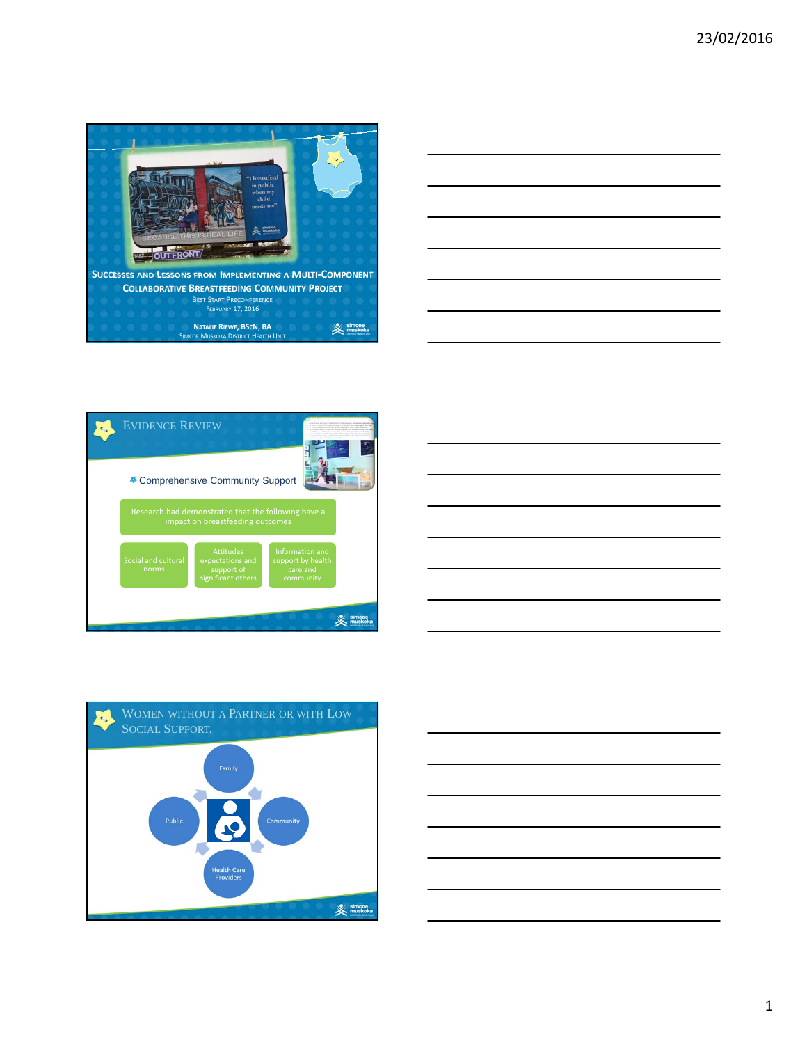## SUCCESSES AND LESSONS FROM IMPLEMENTING A MULTI-COMPONENT COLLABORATIVE BREASTFEEDING COMMUNITY PROJECT

BEST START PRECONFERENCE
FEBRUARY 17, 2016

NATALIE RIEWE, BSCN, BA
SIMCOE MUSKOKA DISTRICT HEALTH UNIT

"I breastfeed in public when my child needs me"

BECAUSE THIS IS REAL LIFE

## EVIDENCE REVIEW

- Comprehensive Community Support

Research had demonstrated that the following have a impact on breastfeeding outcomes

- Social and cultural norms
- Attitudes expectations and support of significant others
- Information and support by health care and community

## WOMEN WITHOUT A PARTNER OR WITH LOW SOCIAL SUPPORT.

- Family
- Community
- Health Care Providers
- Public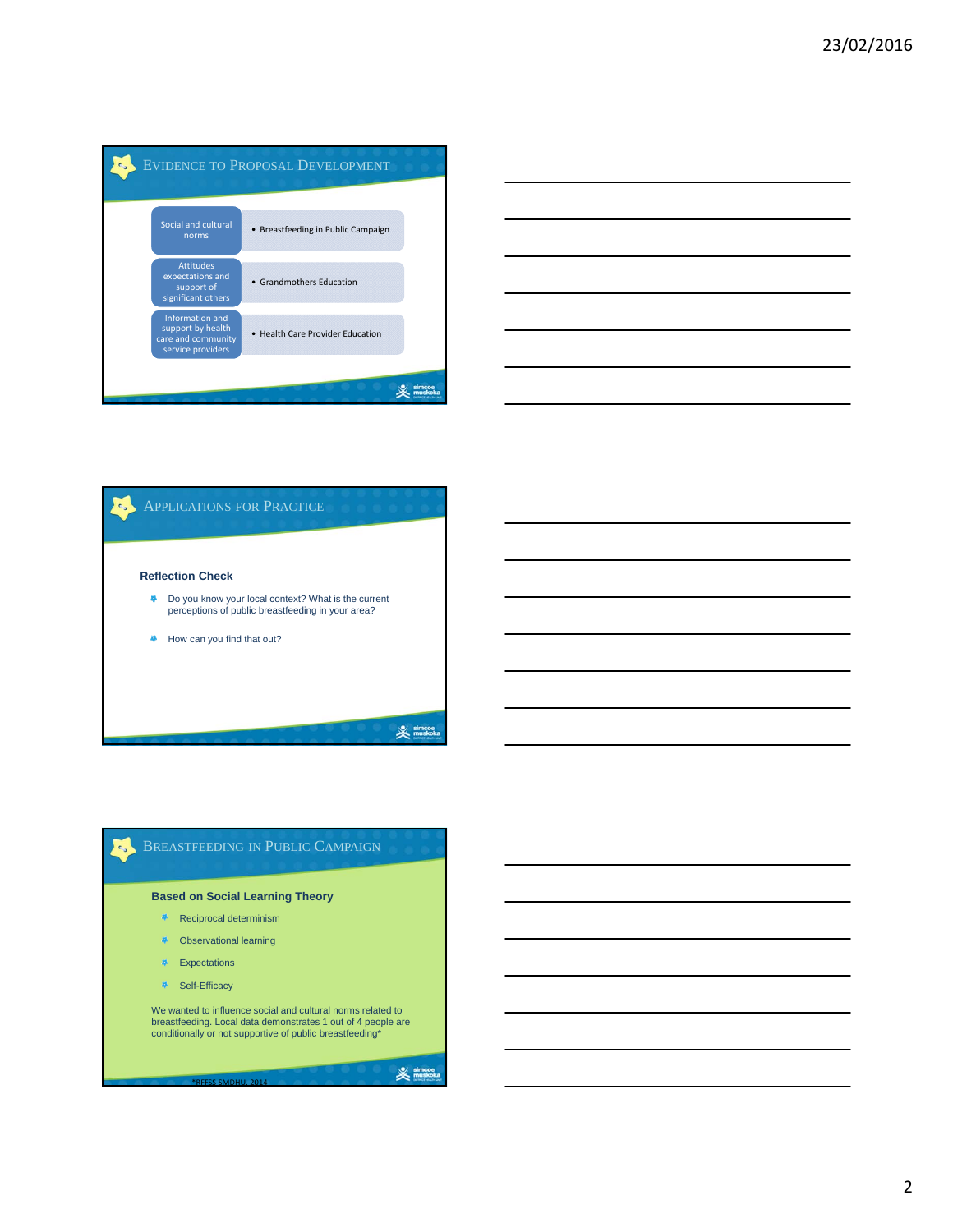## Evidence to Proposal Development

| | |
|---|---|
| Social and cultural norms | • Breastfeeding in Public Campaign |
| Attitudes expectations and support of significant others | • Grandmothers Education |
| Information and support by health care and community service providers | • Health Care Provider Education |

## Applications for Practice

**Reflection Check**

- Do you know your local context? What is the current perceptions of public breastfeeding in your area?
- How can you find that out?

## Breastfeeding in Public Campaign

**Based on Social Learning Theory**

- Reciprocal determinism
- Observational learning
- Expectations
- Self-Efficacy

We wanted to influence social and cultural norms related to breastfeeding. Local data demonstrates 1 out of 4 people are conditionally or not supportive of public breastfeeding*

*RFFSS SMDHU, 2014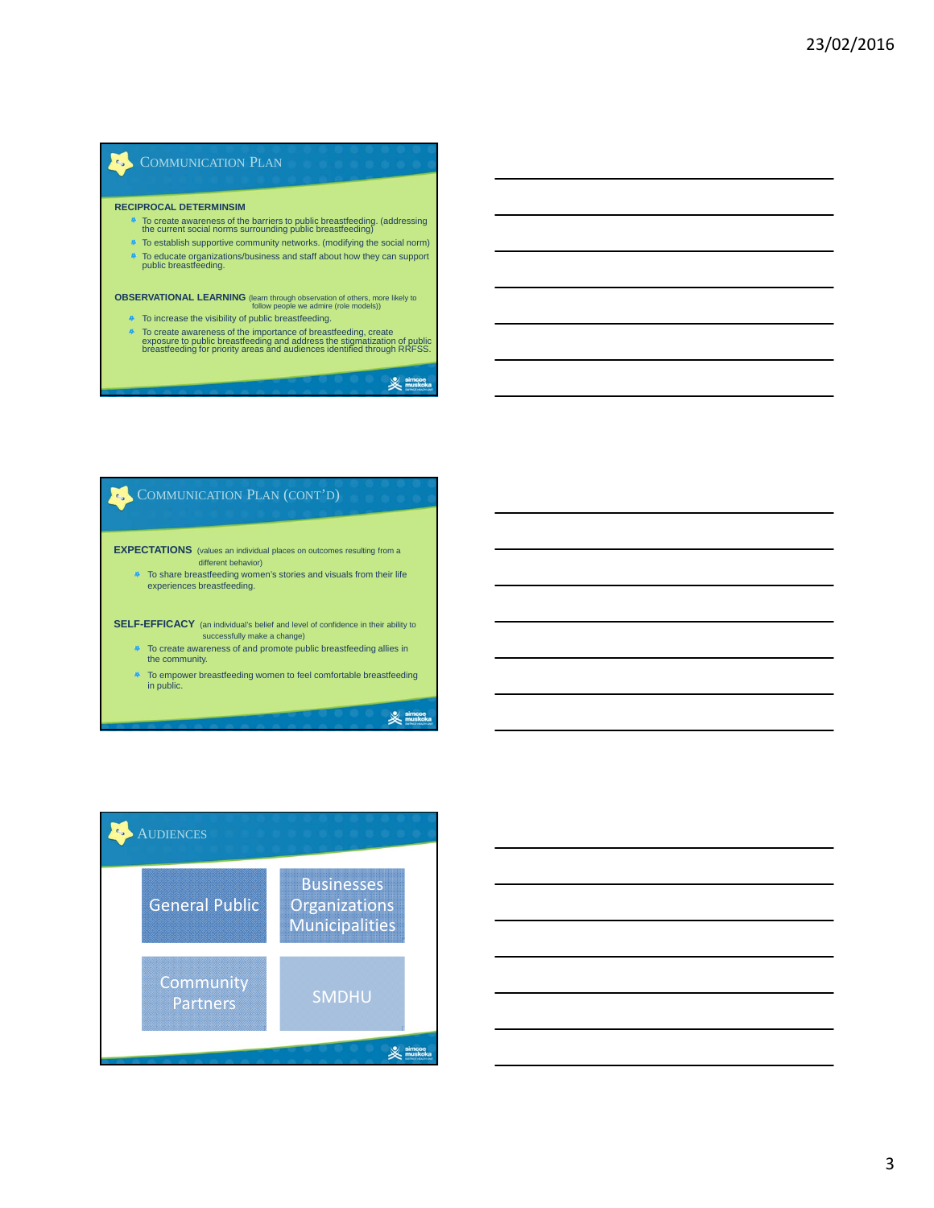## Communication Plan

**RECIPROCAL DETERMINSIM**

- To create awareness of the barriers to public breastfeeding. (addressing the current social norms surrounding public breastfeeding)
- To establish supportive community networks. (modifying the social norm)
- To educate organizations/business and staff about how they can support public breastfeeding.

**OBSERVATIONAL LEARNING** (learn through observation of others, more likely to follow people we admire (role models))

- To increase the visibility of public breastfeeding.
- To create awareness of the importance of breastfeeding, create exposure to public breastfeeding and address the stigmatization of public breastfeeding for priority areas and audiences identified through RRFSS.

## Communication Plan (Cont'd)

**EXPECTATIONS** (values an individual places on outcomes resulting from a different behavior)

- To share breastfeeding women's stories and visuals from their life experiences breastfeeding.

**SELF-EFFICACY** (an individual's belief and level of confidence in their ability to successfully make a change)

- To create awareness of and promote public breastfeeding allies in the community.
- To empower breastfeeding women to feel comfortable breastfeeding in public.

## Audiences

- General Public
- Businesses Organizations Municipalities
- Community Partners
- SMDHU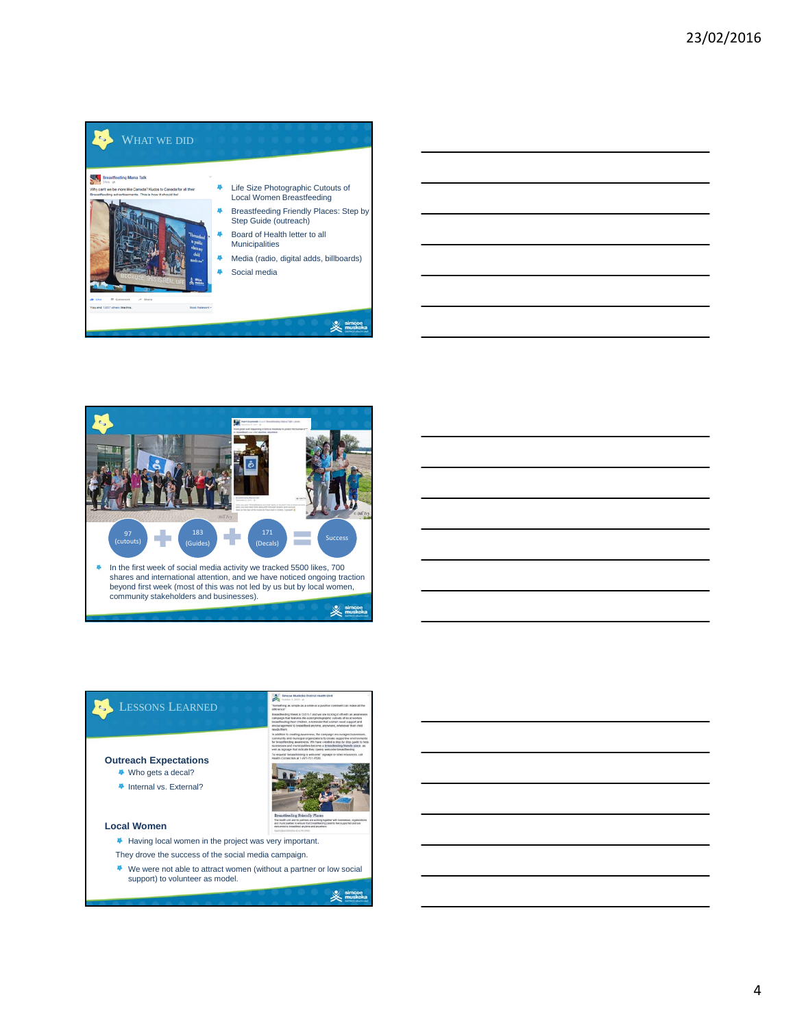## What We Did

- Life Size Photographic Cutouts of Local Women Breastfeeding
- Breastfeeding Friendly Places: Step by Step Guide (outreach)
- Board of Health letter to all Municipalities
- Media (radio, digital adds, billboards)
- Social media

---

97 (cutouts) + 183 (Guides) + 171 (Decals) = Success

- In the first week of social media activity we tracked 5500 likes, 700 shares and international attention, and we have noticed ongoing traction beyond first week (most of this was not led by us but by local women, community stakeholders and businesses).

---

## Lessons Learned

**Outreach Expectations**

- Who gets a decal?
- Internal vs. External?

**Local Women**

- Having local women in the project was very important.

They drove the success of the social media campaign.

- We were not able to attract women (without a partner or low social support) to volunteer as model.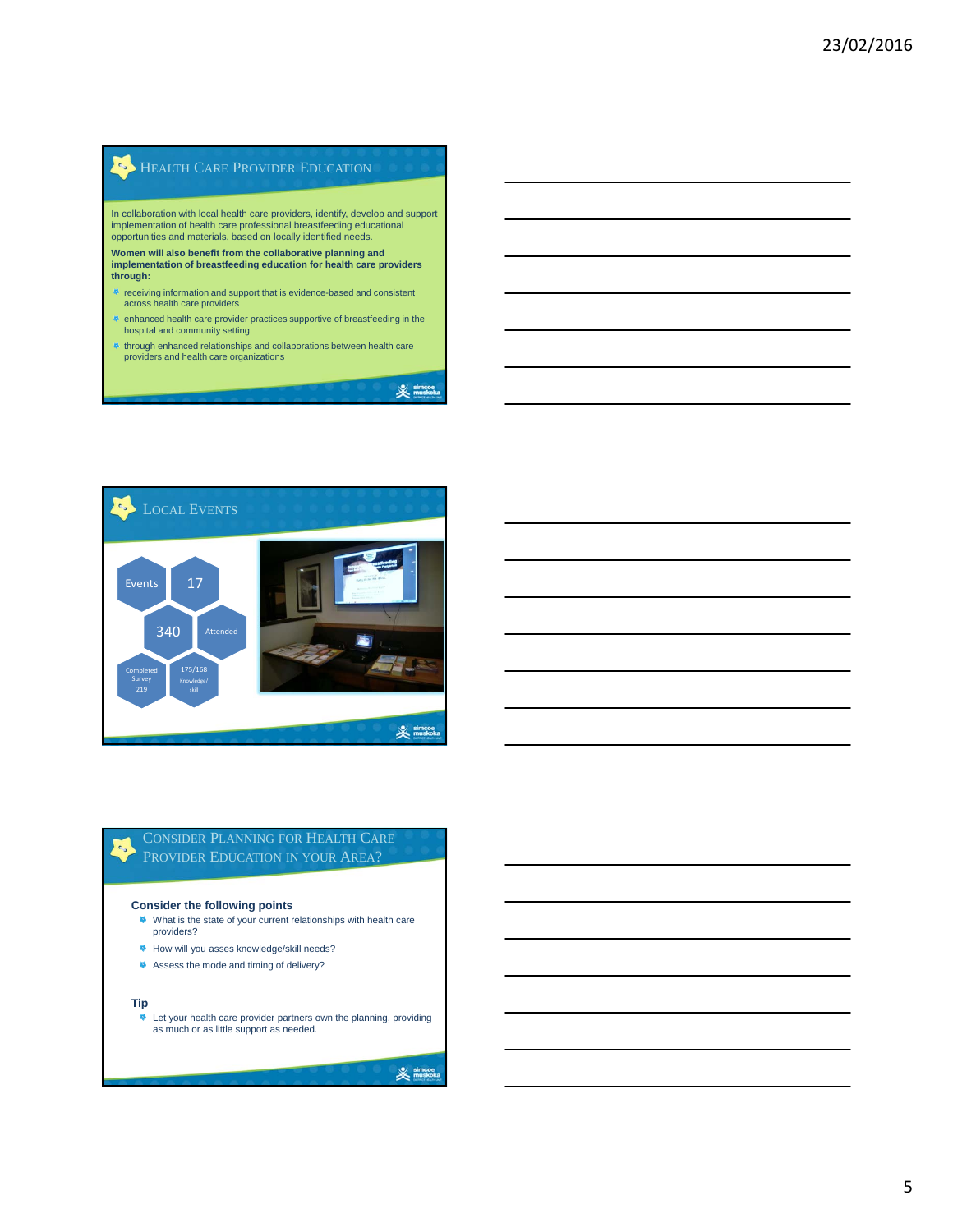## Health Care Provider Education

In collaboration with local health care providers, identify, develop and support implementation of health care professional breastfeeding educational opportunities and materials, based on locally identified needs.

**Women will also benefit from the collaborative planning and implementation of breastfeeding education for health care providers through:**

- receiving information and support that is evidence-based and consistent across health care providers
- enhanced health care provider practices supportive of breastfeeding in the hospital and community setting
- through enhanced relationships and collaborations between health care providers and health care organizations

## Local Events

Events 17

340 Attended

Completed Survey 219

175/168 Knowledge/skill

## Consider Planning for Health Care Provider Education in Your Area?

**Consider the following points**

- What is the state of your current relationships with health care providers?
- How will you asses knowledge/skill needs?
- Assess the mode and timing of delivery?

**Tip**

- Let your health care provider partners own the planning, providing as much or as little support as needed.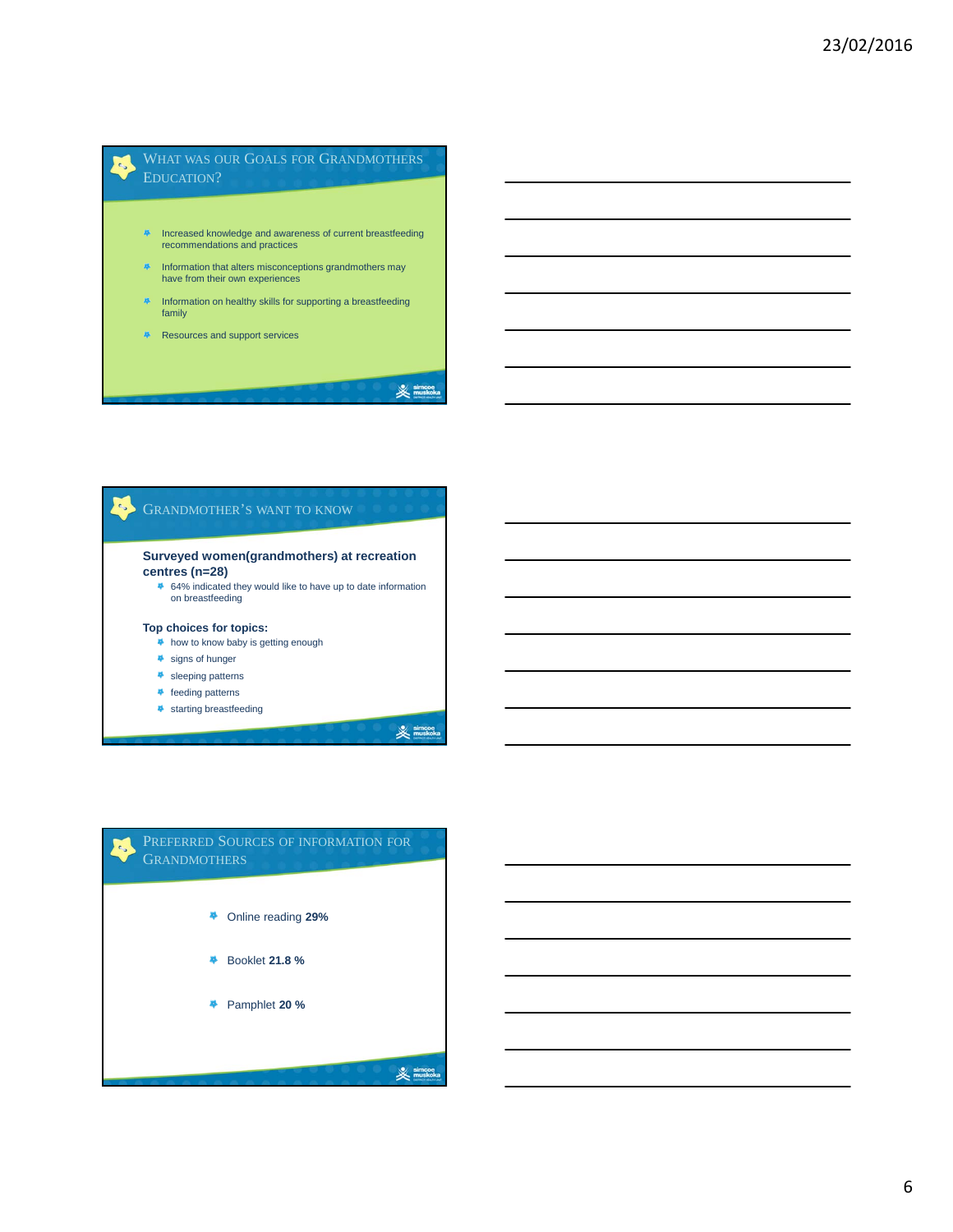## What was our Goals for Grandmothers Education?

- Increased knowledge and awareness of current breastfeeding recommendations and practices
- Information that alters misconceptions grandmothers may have from their own experiences
- Information on healthy skills for supporting a breastfeeding family
- Resources and support services

## Grandmother's want to know

**Surveyed women(grandmothers) at recreation centres (n=28)**

- 64% indicated they would like to have up to date information on breastfeeding

**Top choices for topics:**

- how to know baby is getting enough
- signs of hunger
- sleeping patterns
- feeding patterns
- starting breastfeeding

## Preferred Sources of Information for Grandmothers

- Online reading **29%**
- Booklet **21.8 %**
- Pamphlet **20 %**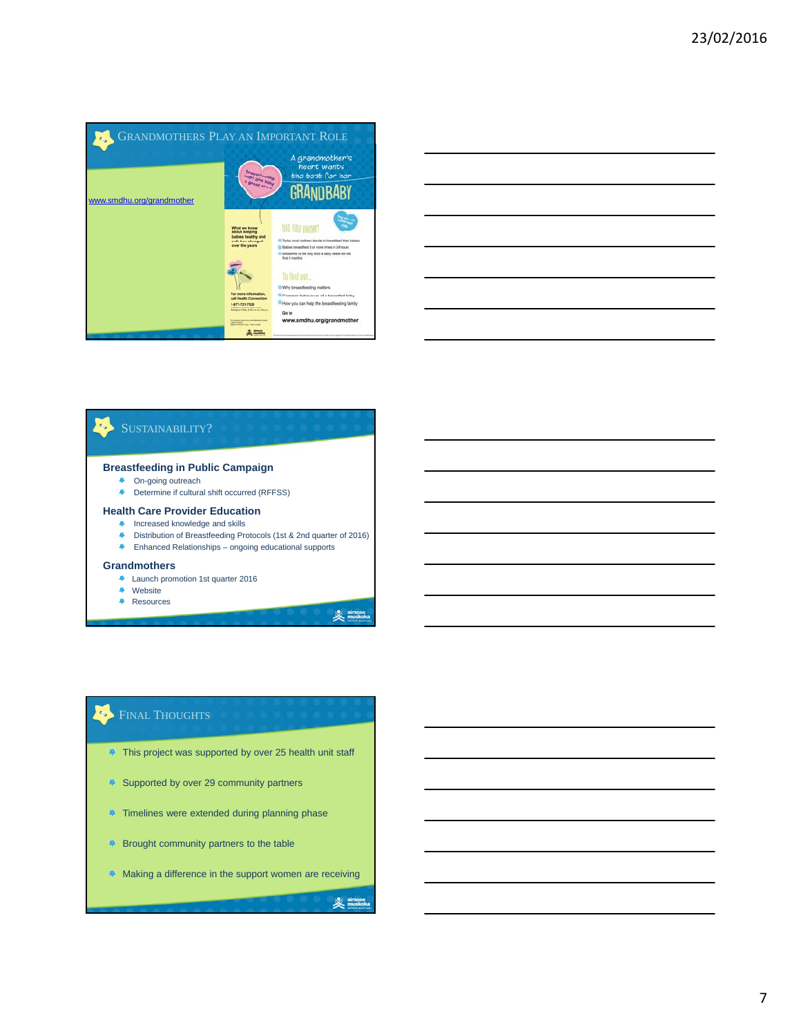## Grandmothers Play an Important Role

www.smdhu.org/grandmother

A grandmother's heart wants the best for her GRANDBABY

What we know about keeping babies healthy and safe has changed over the years

DID YOU KNOW?

- Today most mothers decide to breastfeed their babies
- Babies breastfeed 8 or more times in 24 hours
- Breastmilk is the only food a baby needs for the first 6 months

To find out...

- Why breastfeeding matters
- Common behaviours of a breastfed baby
- How you can help the breastfeeding family

Go to www.smdhu.org/grandmother

For more information, call Health Connection 1-877-721-7520

## Sustainability?

**Breastfeeding in Public Campaign**

- On-going outreach
- Determine if cultural shift occurred (RFFSS)

**Health Care Provider Education**

- Increased knowledge and skills
- Distribution of Breastfeeding Protocols (1st & 2nd quarter of 2016)
- Enhanced Relationships – ongoing educational supports

**Grandmothers**

- Launch promotion 1st quarter 2016
- Website
- Resources

## Final Thoughts

- This project was supported by over 25 health unit staff
- Supported by over 29 community partners
- Timelines were extended during planning phase
- Brought community partners to the table
- Making a difference in the support women are receiving